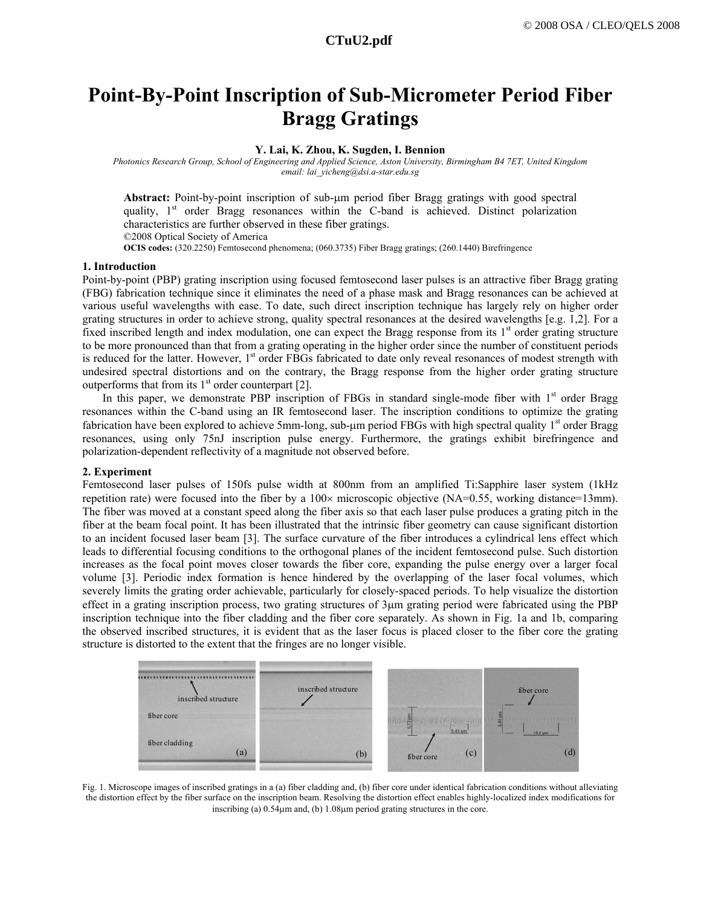# Point-By-Point Inscription of Sub-Micrometer Period Fiber Bragg Gratings

**Y. Lai, K. Zhou, K. Sugden, I. Bennion**

*Photonics Research Group, School of Engineering and Applied Science, Aston University, Birmingham B4 7ET, United Kingdom*
*email: lai_yicheng@dsi.a-star.edu.sg*

**Abstract:** Point-by-point inscription of sub-μm period fiber Bragg gratings with good spectral quality, 1st order Bragg resonances within the C-band is achieved. Distinct polarization characteristics are further observed in these fiber gratings.
©2008 Optical Society of America
**OCIS codes:** (320.2250) Femtosecond phenomena; (060.3735) Fiber Bragg gratings; (260.1440) Birefringence

## 1. Introduction

Point-by-point (PBP) grating inscription using focused femtosecond laser pulses is an attractive fiber Bragg grating (FBG) fabrication technique since it eliminates the need of a phase mask and Bragg resonances can be achieved at various useful wavelengths with ease. To date, such direct inscription technique has largely rely on higher order grating structures in order to achieve strong, quality spectral resonances at the desired wavelengths [e.g. 1,2]. For a fixed inscribed length and index modulation, one can expect the Bragg response from its 1st order grating structure to be more pronounced than that from a grating operating in the higher order since the number of constituent periods is reduced for the latter. However, 1st order FBGs fabricated to date only reveal resonances of modest strength with undesired spectral distortions and on the contrary, the Bragg response from the higher order grating structure outperforms that from its 1st order counterpart [2].

In this paper, we demonstrate PBP inscription of FBGs in standard single-mode fiber with 1st order Bragg resonances within the C-band using an IR femtosecond laser. The inscription conditions to optimize the grating fabrication have been explored to achieve 5mm-long, sub-μm period FBGs with high spectral quality 1st order Bragg resonances, using only 75nJ inscription pulse energy. Furthermore, the gratings exhibit birefringence and polarization-dependent reflectivity of a magnitude not observed before.

## 2. Experiment

Femtosecond laser pulses of 150fs pulse width at 800nm from an amplified Ti:Sapphire laser system (1kHz repetition rate) were focused into the fiber by a 100× microscopic objective (NA=0.55, working distance=13mm). The fiber was moved at a constant speed along the fiber axis so that each laser pulse produces a grating pitch in the fiber at the beam focal point. It has been illustrated that the intrinsic fiber geometry can cause significant distortion to an incident focused laser beam [3]. The surface curvature of the fiber introduces a cylindrical lens effect which leads to differential focusing conditions to the orthogonal planes of the incident femtosecond pulse. Such distortion increases as the focal point moves closer towards the fiber core, expanding the pulse energy over a larger focal volume [3]. Periodic index formation is hence hindered by the overlapping of the laser focal volumes, which severely limits the grating order achievable, particularly for closely-spaced periods. To help visualize the distortion effect in a grating inscription process, two grating structures of 3μm grating period were fabricated using the PBP inscription technique into the fiber cladding and the fiber core separately. As shown in Fig. 1a and 1b, comparing the observed inscribed structures, it is evident that as the laser focus is placed closer to the fiber core the grating structure is distorted to the extent that the fringes are no longer visible.

Fig. 1. Microscope images of inscribed gratings in a (a) fiber cladding and, (b) fiber core under identical fabrication conditions without alleviating the distortion effect by the fiber surface on the inscription beam. Resolving the distortion effect enables highly-localized index modifications for inscribing (a) 0.54μm and, (b) 1.08μm period grating structures in the core.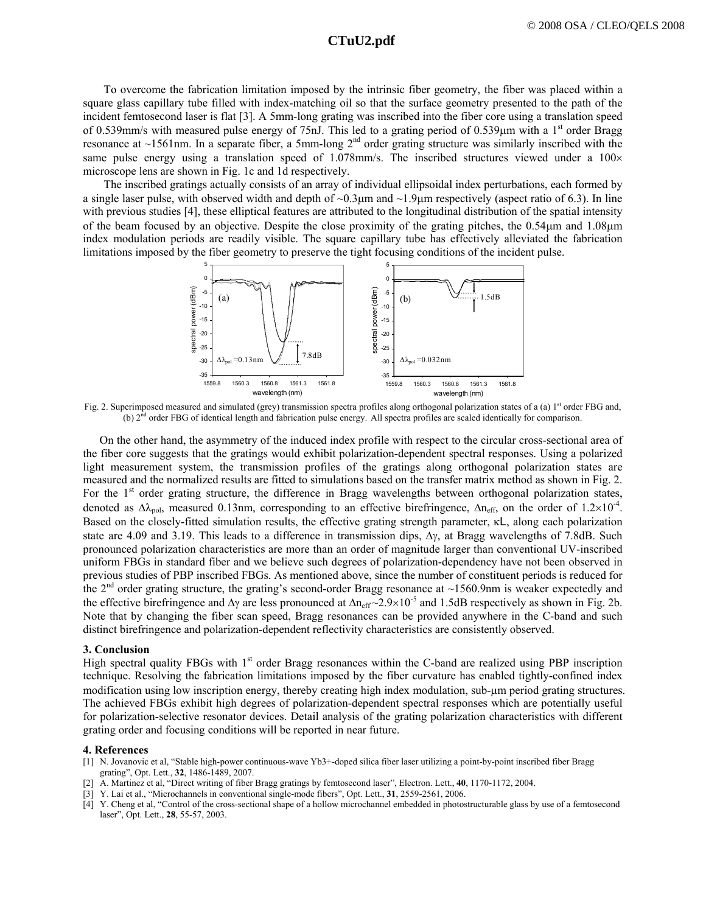To overcome the fabrication limitation imposed by the intrinsic fiber geometry, the fiber was placed within a square glass capillary tube filled with index-matching oil so that the surface geometry presented to the path of the incident femtosecond laser is flat [3]. A 5mm-long grating was inscribed into the fiber core using a translation speed of 0.539mm/s with measured pulse energy of 75nJ. This led to a grating period of 0.539μm with a 1st order Bragg resonance at ~1561nm. In a separate fiber, a 5mm-long 2nd order grating structure was similarly inscribed with the same pulse energy using a translation speed of 1.078mm/s. The inscribed structures viewed under a 100× microscope lens are shown in Fig. 1c and 1d respectively.

The inscribed gratings actually consists of an array of individual ellipsoidal index perturbations, each formed by a single laser pulse, with observed width and depth of ~0.3μm and ~1.9μm respectively (aspect ratio of 6.3). In line with previous studies [4], these elliptical features are attributed to the longitudinal distribution of the spatial intensity of the beam focused by an objective. Despite the close proximity of the grating pitches, the 0.54μm and 1.08μm index modulation periods are readily visible. The square capillary tube has effectively alleviated the fabrication limitations imposed by the fiber geometry to preserve the tight focusing conditions of the incident pulse.

(a)
spectral power (dBm)
5
0
-5
-10
-15
-20
-25
-30
-35
1559.8 1560.3 1560.8 1561.3 1561.8
wavelength (nm)
$\Delta\lambda_{pol}$ =0.13nm
7.8dB

(b)
spectral power (dBm)
5
0
-5
-10
-15
-20
-25
-30
-35
1559.8 1560.3 1560.8 1561.3 1561.8
wavelength (nm)
$\Delta\lambda_{pol}$ =0.032nm
1.5dB

Fig. 2. Superimposed measured and simulated (grey) transmission spectra profiles along orthogonal polarization states of a (a) 1st order FBG and, (b) 2nd order FBG of identical length and fabrication pulse energy. All spectra profiles are scaled identically for comparison.

On the other hand, the asymmetry of the induced index profile with respect to the circular cross-sectional area of the fiber core suggests that the gratings would exhibit polarization-dependent spectral responses. Using a polarized light measurement system, the transmission profiles of the gratings along orthogonal polarization states are measured and the normalized results are fitted to simulations based on the transfer matrix method as shown in Fig. 2. For the 1st order grating structure, the difference in Bragg wavelengths between orthogonal polarization states, denoted as $\Delta\lambda_{pol}$, measured 0.13nm, corresponding to an effective birefringence, $\Delta n_{eff}$, on the order of $1.2\times10^{-4}$. Based on the closely-fitted simulation results, the effective grating strength parameter, $\kappa L$, along each polarization state are 4.09 and 3.19. This leads to a difference in transmission dips, $\Delta\gamma$, at Bragg wavelengths of 7.8dB. Such pronounced polarization characteristics are more than an order of magnitude larger than conventional UV-inscribed uniform FBGs in standard fiber and we believe such degrees of polarization-dependency have not been observed in previous studies of PBP inscribed FBGs. As mentioned above, since the number of constituent periods is reduced for the 2nd order grating structure, the grating's second-order Bragg resonance at ~1560.9nm is weaker expectedly and the effective birefringence and $\Delta\gamma$ are less pronounced at $\Delta n_{eff}\sim2.9\times10^{-5}$ and 1.5dB respectively as shown in Fig. 2b. Note that by changing the fiber scan speed, Bragg resonances can be provided anywhere in the C-band and such distinct birefringence and polarization-dependent reflectivity characteristics are consistently observed.

## 3. Conclusion

High spectral quality FBGs with 1st order Bragg resonances within the C-band are realized using PBP inscription technique. Resolving the fabrication limitations imposed by the fiber curvature has enabled tightly-confined index modification using low inscription energy, thereby creating high index modulation, sub-μm period grating structures. The achieved FBGs exhibit high degrees of polarization-dependent spectral responses which are potentially useful for polarization-selective resonator devices. Detail analysis of the grating polarization characteristics with different grating order and focusing conditions will be reported in near future.

## 4. References

[1] N. Jovanovic et al, "Stable high-power continuous-wave Yb3+-doped silica fiber laser utilizing a point-by-point inscribed fiber Bragg grating", Opt. Lett., **32**, 1486-1489, 2007.

[2] A. Martinez et al, "Direct writing of fiber Bragg gratings by femtosecond laser", Electron. Lett., **40**, 1170-1172, 2004.

[3] Y. Lai et al., "Microchannels in conventional single-mode fibers", Opt. Lett., **31**, 2559-2561, 2006.

[4] Y. Cheng et al, "Control of the cross-sectional shape of a hollow microchannel embedded in photostructurable glass by use of a femtosecond laser", Opt. Lett., **28**, 55-57, 2003.